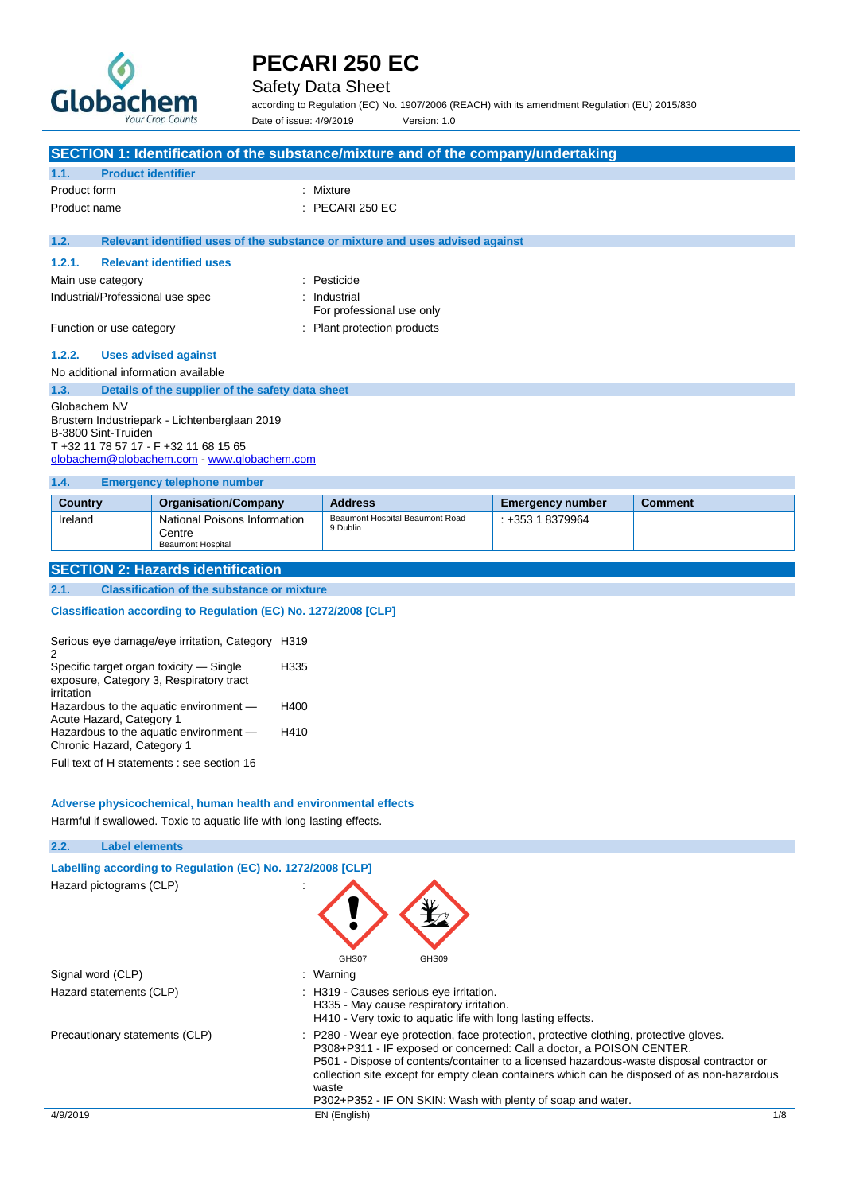# PECARI 250 EC

Safety Data Sheet

according to Regulation (EC) No. 1907/2006 (REACH) with its amendment Regulation (EU) 2015/830

Date of issue: 4/9/2019 Version: 1.0

## SECTION 1: Identification of the substance/mixture and of the company/undertaking

### 1.1. Product identifier

Product form : Mixture

Product name : PECARI 250 EC

### 1.2. Relevant identified uses of the substance or mixture and uses advised against

#### 1.2.1. Relevant identified uses

Main use category : Pesticide

Industrial/Professional use spec : Industrial
For professional use only

Function or use category : Plant protection products

#### 1.2.2. Uses advised against

No additional information available

### 1.3. Details of the supplier of the safety data sheet

Globachem NV
Brustem Industriepark - Lichtenberglaan 2019
B-3800 Sint-Truiden
T +32 11 78 57 17 - F +32 11 68 15 65
globachem@globachem.com - www.globachem.com

### 1.4. Emergency telephone number

| Country | Organisation/Company | Address | Emergency number | Comment |
|---|---|---|---|---|
| Ireland | National Poisons Information Centre Beaumont Hospital | Beaumont Hospital Beaumont Road 9 Dublin | +353 1 8379964 | |

## SECTION 2: Hazards identification

### 2.1. Classification of the substance or mixture

**Classification according to Regulation (EC) No. 1272/2008 [CLP]**

| | |
|---|---|
| Serious eye damage/eye irritation, Category 2 | H319 |
| Specific target organ toxicity — Single exposure, Category 3, Respiratory tract irritation | H335 |
| Hazardous to the aquatic environment — Acute Hazard, Category 1 | H400 |
| Hazardous to the aquatic environment — Chronic Hazard, Category 1 | H410 |

Full text of H statements : see section 16

**Adverse physicochemical, human health and environmental effects**

Harmful if swallowed. Toxic to aquatic life with long lasting effects.

### 2.2. Label elements

**Labelling according to Regulation (EC) No. 1272/2008 [CLP]**

Hazard pictograms (CLP) :

GHS07 GHS09

Signal word (CLP) : Warning

Hazard statements (CLP) : H319 - Causes serious eye irritation.
H335 - May cause respiratory irritation.
H410 - Very toxic to aquatic life with long lasting effects.

Precautionary statements (CLP) : P280 - Wear eye protection, face protection, protective clothing, protective gloves.
P308+P311 - IF exposed or concerned: Call a doctor, a POISON CENTER.
P501 - Dispose of contents/container to a licensed hazardous-waste disposal contractor or collection site except for empty clean containers which can be disposed of as non-hazardous waste
P302+P352 - IF ON SKIN: Wash with plenty of soap and water.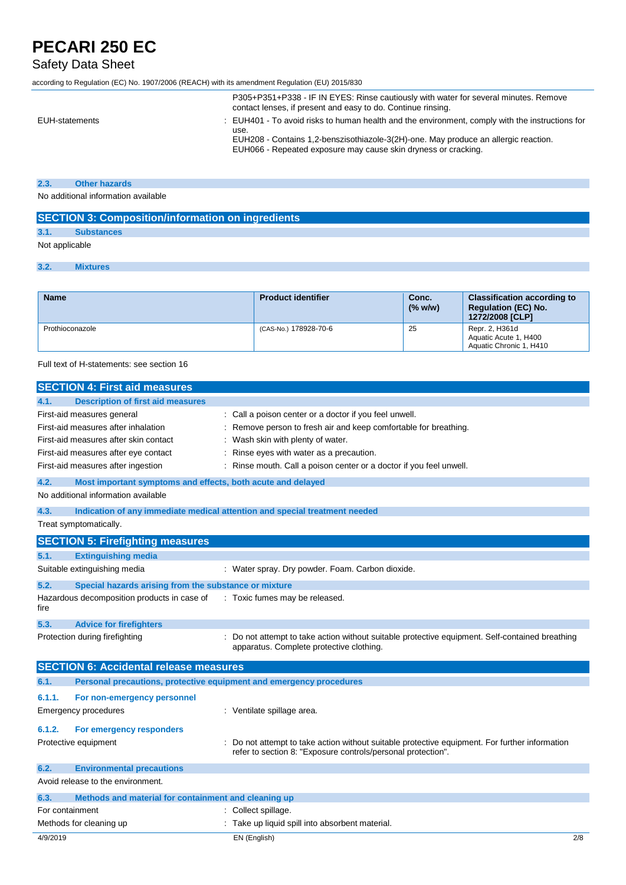| | |
|---|---|
| | P305+P351+P338 - IF IN EYES: Rinse cautiously with water for several minutes. Remove contact lenses, if present and easy to do. Continue rinsing. |
| EUH-statements | : EUH401 - To avoid risks to human health and the environment, comply with the instructions for use.<br>EUH208 - Contains 1,2-benszisothiazole-3(2H)-one. May produce an allergic reaction.<br>EUH066 - Repeated exposure may cause skin dryness or cracking. |

### 2.3. Other hazards

No additional information available

## SECTION 3: Composition/information on ingredients

### 3.1. Substances

Not applicable

### 3.2. Mixtures

| Name | Product identifier | Conc. (% w/w) | Classification according to Regulation (EC) No. 1272/2008 [CLP] |
|---|---|---|---|
| Prothioconazole | (CAS-No.) 178928-70-6 | 25 | Repr. 2, H361d<br>Aquatic Acute 1, H400<br>Aquatic Chronic 1, H410 |

Full text of H-statements: see section 16

## SECTION 4: First aid measures

### 4.1. Description of first aid measures

| | |
|---|---|
| First-aid measures general | : Call a poison center or a doctor if you feel unwell. |
| First-aid measures after inhalation | : Remove person to fresh air and keep comfortable for breathing. |
| First-aid measures after skin contact | : Wash skin with plenty of water. |
| First-aid measures after eye contact | : Rinse eyes with water as a precaution. |
| First-aid measures after ingestion | : Rinse mouth. Call a poison center or a doctor if you feel unwell. |

### 4.2. Most important symptoms and effects, both acute and delayed

No additional information available

### 4.3. Indication of any immediate medical attention and special treatment needed

Treat symptomatically.

## SECTION 5: Firefighting measures

### 5.1. Extinguishing media

| | |
|---|---|
| Suitable extinguishing media | : Water spray. Dry powder. Foam. Carbon dioxide. |

### 5.2. Special hazards arising from the substance or mixture

| | |
|---|---|
| Hazardous decomposition products in case of fire | : Toxic fumes may be released. |

### 5.3. Advice for firefighters

| | |
|---|---|
| Protection during firefighting | : Do not attempt to take action without suitable protective equipment. Self-contained breathing apparatus. Complete protective clothing. |

## SECTION 6: Accidental release measures

### 6.1. Personal precautions, protective equipment and emergency procedures

#### 6.1.1. For non-emergency personnel

| | |
|---|---|
| Emergency procedures | : Ventilate spillage area. |

#### 6.1.2. For emergency responders

| | |
|---|---|
| Protective equipment | : Do not attempt to take action without suitable protective equipment. For further information refer to section 8: "Exposure controls/personal protection". |

### 6.2. Environmental precautions

Avoid release to the environment.

### 6.3. Methods and material for containment and cleaning up

| | |
|---|---|
| For containment | : Collect spillage. |
| Methods for cleaning up | : Take up liquid spill into absorbent material. |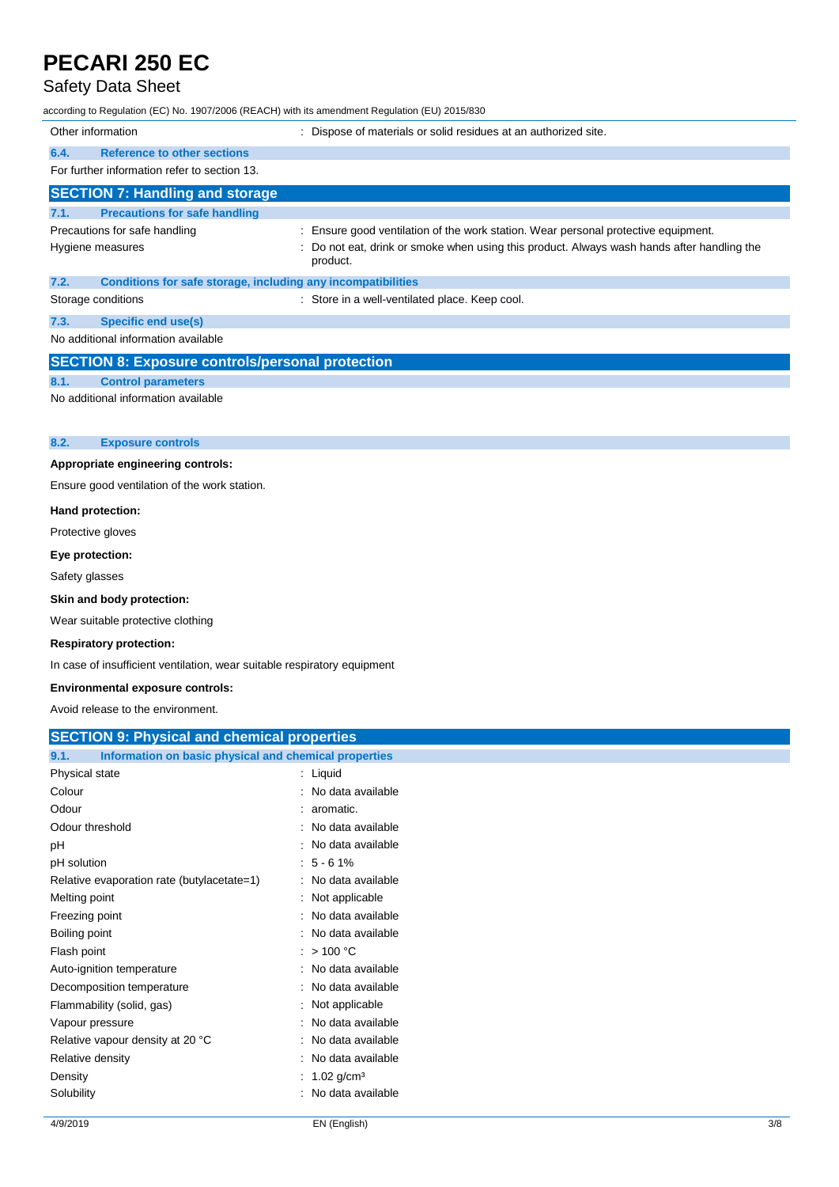| | |
|---|---|
| Other information | : Dispose of materials or solid residues at an authorized site. |

### 6.4. Reference to other sections

For further information refer to section 13.

## SECTION 7: Handling and storage

### 7.1. Precautions for safe handling

| | |
|---|---|
| Precautions for safe handling | : Ensure good ventilation of the work station. Wear personal protective equipment. |
| Hygiene measures | : Do not eat, drink or smoke when using this product. Always wash hands after handling the product. |

### 7.2. Conditions for safe storage, including any incompatibilities

| | |
|---|---|
| Storage conditions | : Store in a well-ventilated place. Keep cool. |

### 7.3. Specific end use(s)

No additional information available

## SECTION 8: Exposure controls/personal protection

### 8.1. Control parameters

No additional information available

### 8.2. Exposure controls

**Appropriate engineering controls:**

Ensure good ventilation of the work station.

**Hand protection:**

Protective gloves

**Eye protection:**

Safety glasses

**Skin and body protection:**

Wear suitable protective clothing

**Respiratory protection:**

In case of insufficient ventilation, wear suitable respiratory equipment

**Environmental exposure controls:**

Avoid release to the environment.

## SECTION 9: Physical and chemical properties

### 9.1. Information on basic physical and chemical properties

| | |
|---|---|
| Physical state | : Liquid |
| Colour | : No data available |
| Odour | : aromatic. |
| Odour threshold | : No data available |
| pH | : No data available |
| pH solution | : 5 - 6 1% |
| Relative evaporation rate (butylacetate=1) | : No data available |
| Melting point | : Not applicable |
| Freezing point | : No data available |
| Boiling point | : No data available |
| Flash point | : > 100 °C |
| Auto-ignition temperature | : No data available |
| Decomposition temperature | : No data available |
| Flammability (solid, gas) | : Not applicable |
| Vapour pressure | : No data available |
| Relative vapour density at 20 °C | : No data available |
| Relative density | : No data available |
| Density | : 1.02 g/cm³ |
| Solubility | : No data available |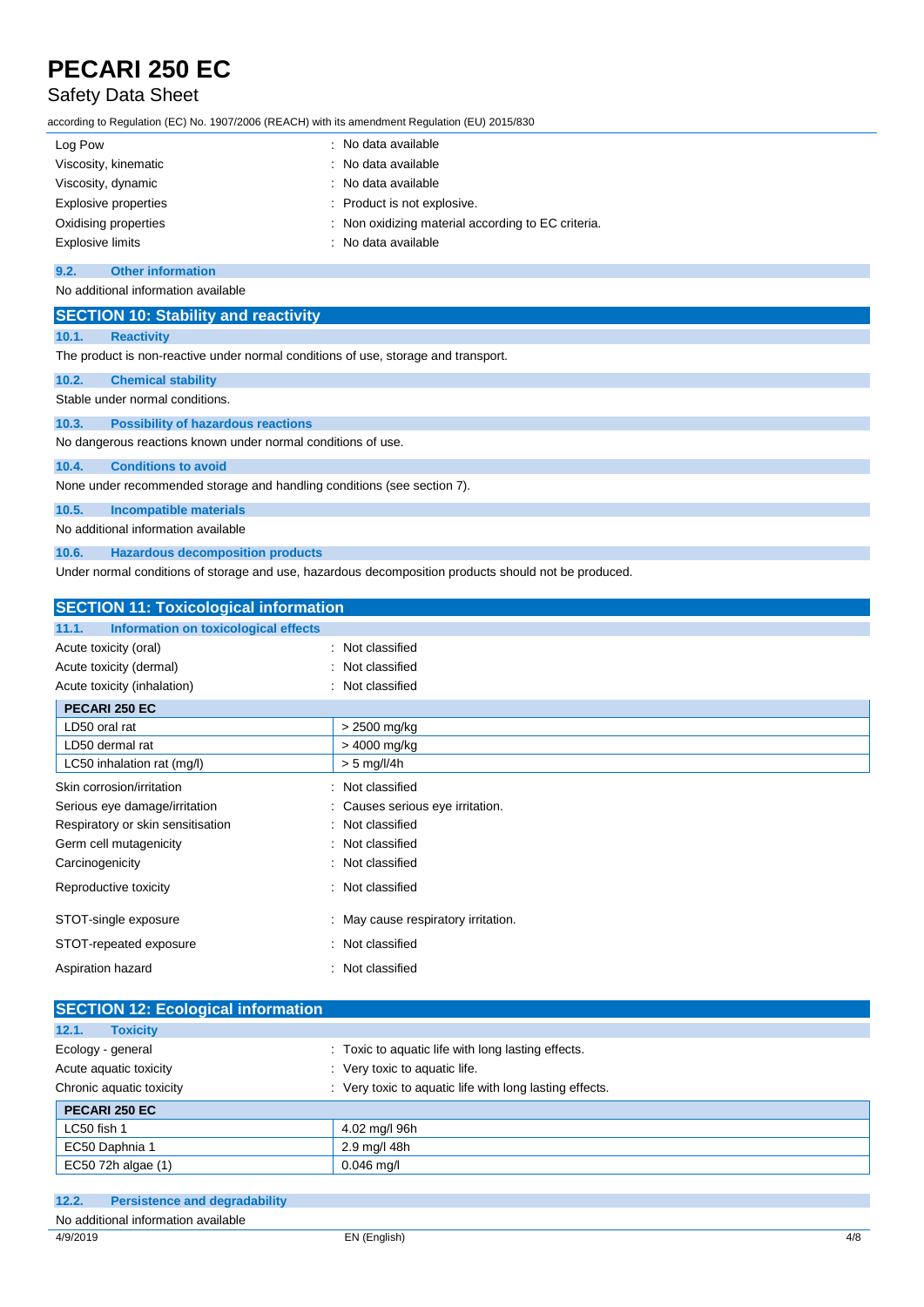| | |
|---|---|
| Log Pow | : No data available |
| Viscosity, kinematic | : No data available |
| Viscosity, dynamic | : No data available |
| Explosive properties | : Product is not explosive. |
| Oxidising properties | : Non oxidizing material according to EC criteria. |
| Explosive limits | : No data available |

### 9.2. Other information

No additional information available

## SECTION 10: Stability and reactivity

### 10.1. Reactivity

The product is non-reactive under normal conditions of use, storage and transport.

### 10.2. Chemical stability

Stable under normal conditions.

### 10.3. Possibility of hazardous reactions

No dangerous reactions known under normal conditions of use.

### 10.4. Conditions to avoid

None under recommended storage and handling conditions (see section 7).

### 10.5. Incompatible materials

No additional information available

### 10.6. Hazardous decomposition products

Under normal conditions of storage and use, hazardous decomposition products should not be produced.

## SECTION 11: Toxicological information

### 11.1. Information on toxicological effects

| | |
|---|---|
| Acute toxicity (oral) | : Not classified |
| Acute toxicity (dermal) | : Not classified |
| Acute toxicity (inhalation) | : Not classified |

| PECARI 250 EC | |
|---|---|
| LD50 oral rat | > 2500 mg/kg |
| LD50 dermal rat | > 4000 mg/kg |
| LC50 inhalation rat (mg/l) | > 5 mg/l/4h |

| | |
|---|---|
| Skin corrosion/irritation | : Not classified |
| Serious eye damage/irritation | : Causes serious eye irritation. |
| Respiratory or skin sensitisation | : Not classified |
| Germ cell mutagenicity | : Not classified |
| Carcinogenicity | : Not classified |
| Reproductive toxicity | : Not classified |
| STOT-single exposure | : May cause respiratory irritation. |
| STOT-repeated exposure | : Not classified |
| Aspiration hazard | : Not classified |

## SECTION 12: Ecological information

### 12.1. Toxicity

| | |
|---|---|
| Ecology - general | : Toxic to aquatic life with long lasting effects. |
| Acute aquatic toxicity | : Very toxic to aquatic life. |
| Chronic aquatic toxicity | : Very toxic to aquatic life with long lasting effects. |

| PECARI 250 EC | |
|---|---|
| LC50 fish 1 | 4.02 mg/l 96h |
| EC50 Daphnia 1 | 2.9 mg/l 48h |
| EC50 72h algae (1) | 0.046 mg/l |

### 12.2. Persistence and degradability

No additional information available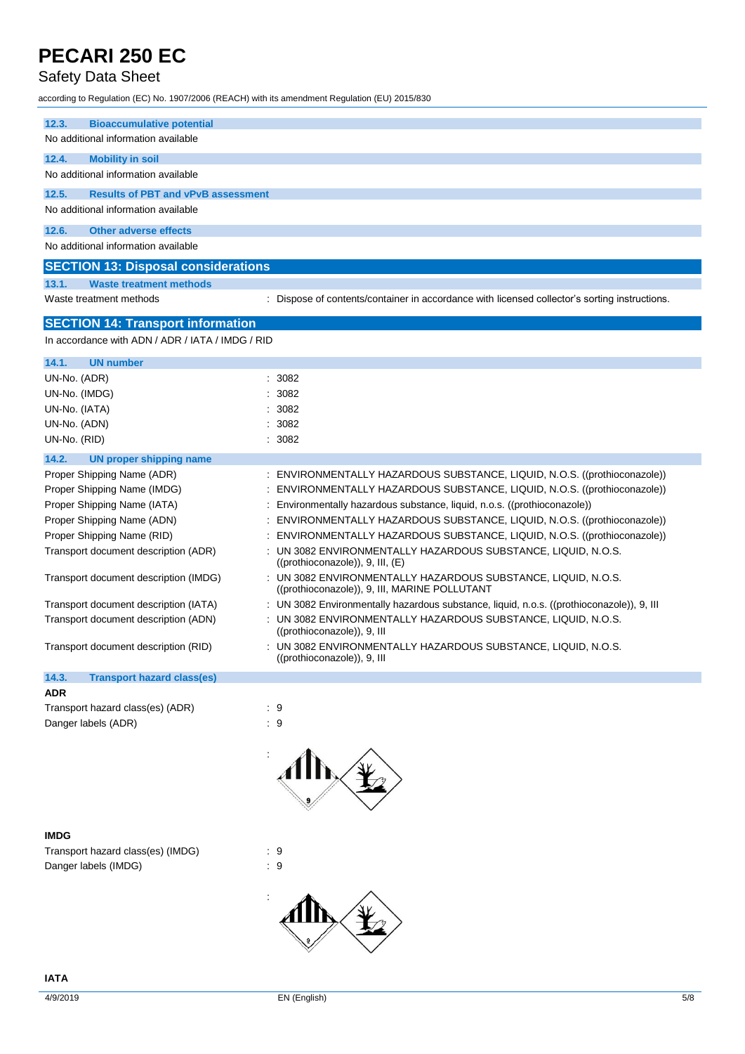### 12.3. Bioaccumulative potential

No additional information available

### 12.4. Mobility in soil

No additional information available

### 12.5. Results of PBT and vPvB assessment

No additional information available

### 12.6. Other adverse effects

No additional information available

## SECTION 13: Disposal considerations

### 13.1. Waste treatment methods

| | |
|---|---|
| Waste treatment methods | : Dispose of contents/container in accordance with licensed collector's sorting instructions. |

## SECTION 14: Transport information

In accordance with ADN / ADR / IATA / IMDG / RID

### 14.1. UN number

| | |
|---|---|
| UN-No. (ADR) | : 3082 |
| UN-No. (IMDG) | : 3082 |
| UN-No. (IATA) | : 3082 |
| UN-No. (ADN) | : 3082 |
| UN-No. (RID) | : 3082 |

### 14.2. UN proper shipping name

| | |
|---|---|
| Proper Shipping Name (ADR) | : ENVIRONMENTALLY HAZARDOUS SUBSTANCE, LIQUID, N.O.S. ((prothioconazole)) |
| Proper Shipping Name (IMDG) | : ENVIRONMENTALLY HAZARDOUS SUBSTANCE, LIQUID, N.O.S. ((prothioconazole)) |
| Proper Shipping Name (IATA) | : Environmentally hazardous substance, liquid, n.o.s. ((prothioconazole)) |
| Proper Shipping Name (ADN) | : ENVIRONMENTALLY HAZARDOUS SUBSTANCE, LIQUID, N.O.S. ((prothioconazole)) |
| Proper Shipping Name (RID) | : ENVIRONMENTALLY HAZARDOUS SUBSTANCE, LIQUID, N.O.S. ((prothioconazole)) |
| Transport document description (ADR) | : UN 3082 ENVIRONMENTALLY HAZARDOUS SUBSTANCE, LIQUID, N.O.S. ((prothioconazole)), 9, III, (E) |
| Transport document description (IMDG) | : UN 3082 ENVIRONMENTALLY HAZARDOUS SUBSTANCE, LIQUID, N.O.S. ((prothioconazole)), 9, III, MARINE POLLUTANT |
| Transport document description (IATA) | : UN 3082 Environmentally hazardous substance, liquid, n.o.s. ((prothioconazole)), 9, III |
| Transport document description (ADN) | : UN 3082 ENVIRONMENTALLY HAZARDOUS SUBSTANCE, LIQUID, N.O.S. ((prothioconazole)), 9, III |
| Transport document description (RID) | : UN 3082 ENVIRONMENTALLY HAZARDOUS SUBSTANCE, LIQUID, N.O.S. ((prothioconazole)), 9, III |

### 14.3. Transport hazard class(es)

**ADR**

| | |
|---|---|
| Transport hazard class(es) (ADR) | : 9 |
| Danger labels (ADR) | : 9 |
| | : |

**IMDG**

| | |
|---|---|
| Transport hazard class(es) (IMDG) | : 9 |
| Danger labels (IMDG) | : 9 |
| | : |

**IATA**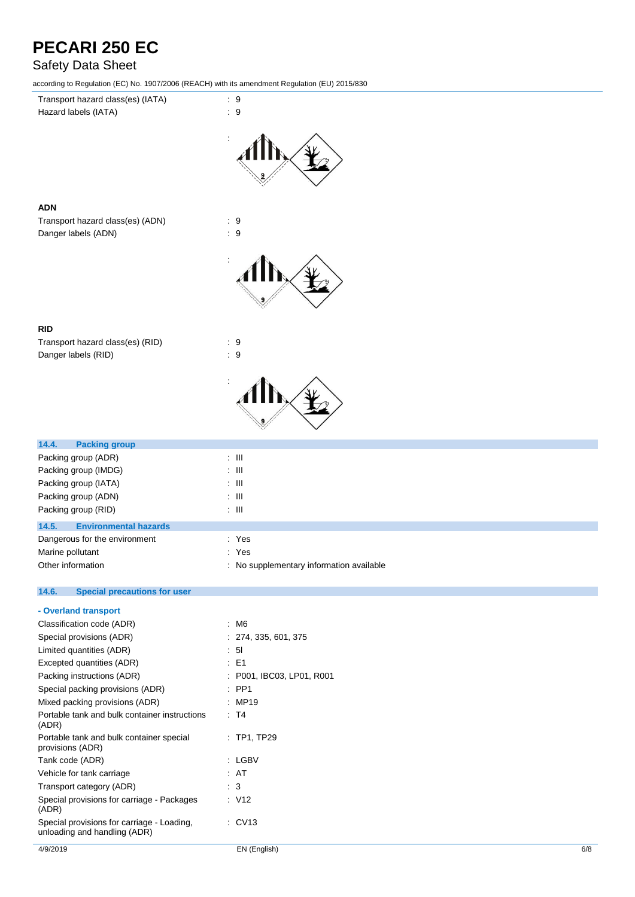| | |
|---|---|
| Transport hazard class(es) (IATA) | : 9 |
| Hazard labels (IATA) | : 9 |
| | : |

**ADN**

| | |
|---|---|
| Transport hazard class(es) (ADN) | : 9 |
| Danger labels (ADN) | : 9 |
| | : |

**RID**

| | |
|---|---|
| Transport hazard class(es) (RID) | : 9 |
| Danger labels (RID) | : 9 |
| | : |

## 14.4. Packing group

| | |
|---|---|
| Packing group (ADR) | : III |
| Packing group (IMDG) | : III |
| Packing group (IATA) | : III |
| Packing group (ADN) | : III |
| Packing group (RID) | : III |

## 14.5. Environmental hazards

| | |
|---|---|
| Dangerous for the environment | : Yes |
| Marine pollutant | : Yes |
| Other information | : No supplementary information available |

## 14.6. Special precautions for user

**- Overland transport**

| | |
|---|---|
| Classification code (ADR) | : M6 |
| Special provisions (ADR) | : 274, 335, 601, 375 |
| Limited quantities (ADR) | : 5l |
| Excepted quantities (ADR) | : E1 |
| Packing instructions (ADR) | : P001, IBC03, LP01, R001 |
| Special packing provisions (ADR) | : PP1 |
| Mixed packing provisions (ADR) | : MP19 |
| Portable tank and bulk container instructions (ADR) | : T4 |
| Portable tank and bulk container special provisions (ADR) | : TP1, TP29 |
| Tank code (ADR) | : LGBV |
| Vehicle for tank carriage | : AT |
| Transport category (ADR) | : 3 |
| Special provisions for carriage - Packages (ADR) | : V12 |
| Special provisions for carriage - Loading, unloading and handling (ADR) | : CV13 |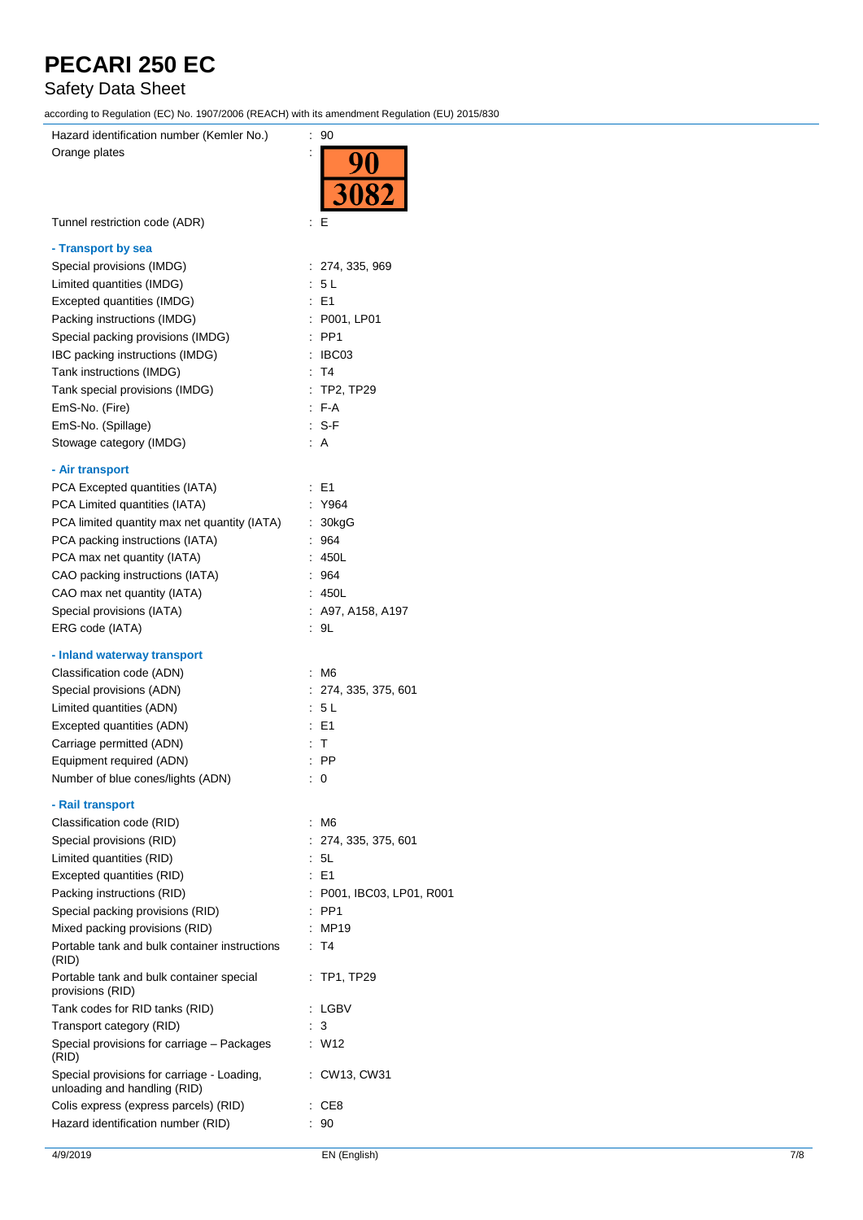| | |
|---|---|
| Hazard identification number (Kemler No.) | : 90 |
| Orange plates | : 90 / 3082 |
| Tunnel restriction code (ADR) | : E |

**- Transport by sea**

| | |
|---|---|
| Special provisions (IMDG) | : 274, 335, 969 |
| Limited quantities (IMDG) | : 5 L |
| Excepted quantities (IMDG) | : E1 |
| Packing instructions (IMDG) | : P001, LP01 |
| Special packing provisions (IMDG) | : PP1 |
| IBC packing instructions (IMDG) | : IBC03 |
| Tank instructions (IMDG) | : T4 |
| Tank special provisions (IMDG) | : TP2, TP29 |
| EmS-No. (Fire) | : F-A |
| EmS-No. (Spillage) | : S-F |
| Stowage category (IMDG) | : A |

**- Air transport**

| | |
|---|---|
| PCA Excepted quantities (IATA) | : E1 |
| PCA Limited quantities (IATA) | : Y964 |
| PCA limited quantity max net quantity (IATA) | : 30kgG |
| PCA packing instructions (IATA) | : 964 |
| PCA max net quantity (IATA) | : 450L |
| CAO packing instructions (IATA) | : 964 |
| CAO max net quantity (IATA) | : 450L |
| Special provisions (IATA) | : A97, A158, A197 |
| ERG code (IATA) | : 9L |

**- Inland waterway transport**

| | |
|---|---|
| Classification code (ADN) | : M6 |
| Special provisions (ADN) | : 274, 335, 375, 601 |
| Limited quantities (ADN) | : 5 L |
| Excepted quantities (ADN) | : E1 |
| Carriage permitted (ADN) | : T |
| Equipment required (ADN) | : PP |
| Number of blue cones/lights (ADN) | : 0 |

**- Rail transport**

| | |
|---|---|
| Classification code (RID) | : M6 |
| Special provisions (RID) | : 274, 335, 375, 601 |
| Limited quantities (RID) | : 5L |
| Excepted quantities (RID) | : E1 |
| Packing instructions (RID) | : P001, IBC03, LP01, R001 |
| Special packing provisions (RID) | : PP1 |
| Mixed packing provisions (RID) | : MP19 |
| Portable tank and bulk container instructions (RID) | : T4 |
| Portable tank and bulk container special provisions (RID) | : TP1, TP29 |
| Tank codes for RID tanks (RID) | : LGBV |
| Transport category (RID) | : 3 |
| Special provisions for carriage – Packages (RID) | : W12 |
| Special provisions for carriage - Loading, unloading and handling (RID) | : CW13, CW31 |
| Colis express (express parcels) (RID) | : CE8 |
| Hazard identification number (RID) | : 90 |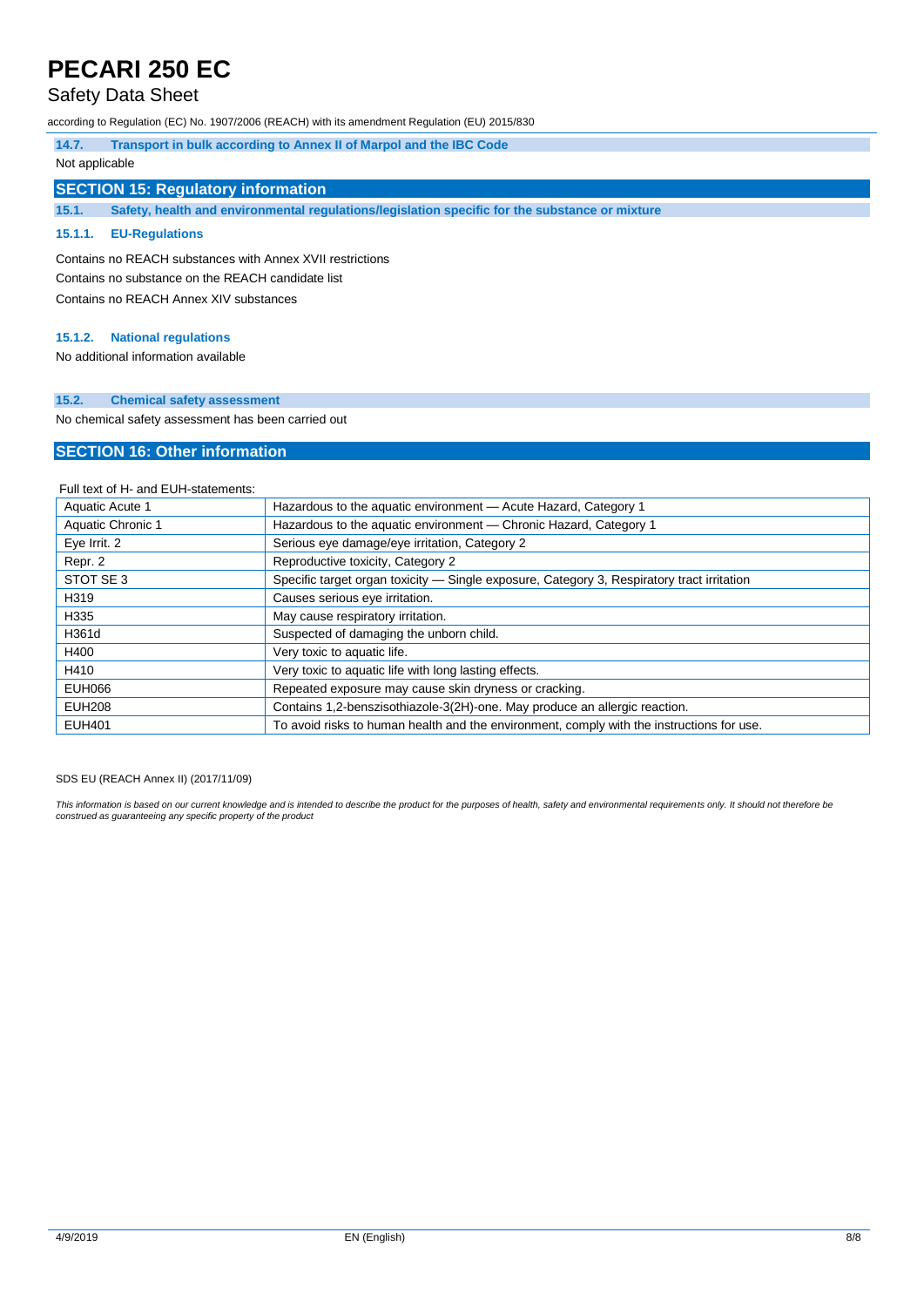#### 14.7. Transport in bulk according to Annex II of Marpol and the IBC Code

Not applicable

## SECTION 15: Regulatory information

### 15.1. Safety, health and environmental regulations/legislation specific for the substance or mixture

#### 15.1.1. EU-Regulations

Contains no REACH substances with Annex XVII restrictions

Contains no substance on the REACH candidate list

Contains no REACH Annex XIV substances

#### 15.1.2. National regulations

No additional information available

### 15.2. Chemical safety assessment

No chemical safety assessment has been carried out

## SECTION 16: Other information

Full text of H- and EUH-statements:

| | |
|---|---|
| Aquatic Acute 1 | Hazardous to the aquatic environment — Acute Hazard, Category 1 |
| Aquatic Chronic 1 | Hazardous to the aquatic environment — Chronic Hazard, Category 1 |
| Eye Irrit. 2 | Serious eye damage/eye irritation, Category 2 |
| Repr. 2 | Reproductive toxicity, Category 2 |
| STOT SE 3 | Specific target organ toxicity — Single exposure, Category 3, Respiratory tract irritation |
| H319 | Causes serious eye irritation. |
| H335 | May cause respiratory irritation. |
| H361d | Suspected of damaging the unborn child. |
| H400 | Very toxic to aquatic life. |
| H410 | Very toxic to aquatic life with long lasting effects. |
| EUH066 | Repeated exposure may cause skin dryness or cracking. |
| EUH208 | Contains 1,2-benszisothiazole-3(2H)-one. May produce an allergic reaction. |
| EUH401 | To avoid risks to human health and the environment, comply with the instructions for use. |

SDS EU (REACH Annex II) (2017/11/09)

*This information is based on our current knowledge and is intended to describe the product for the purposes of health, safety and environmental requirements only. It should not therefore be construed as guaranteeing any specific property of the product*